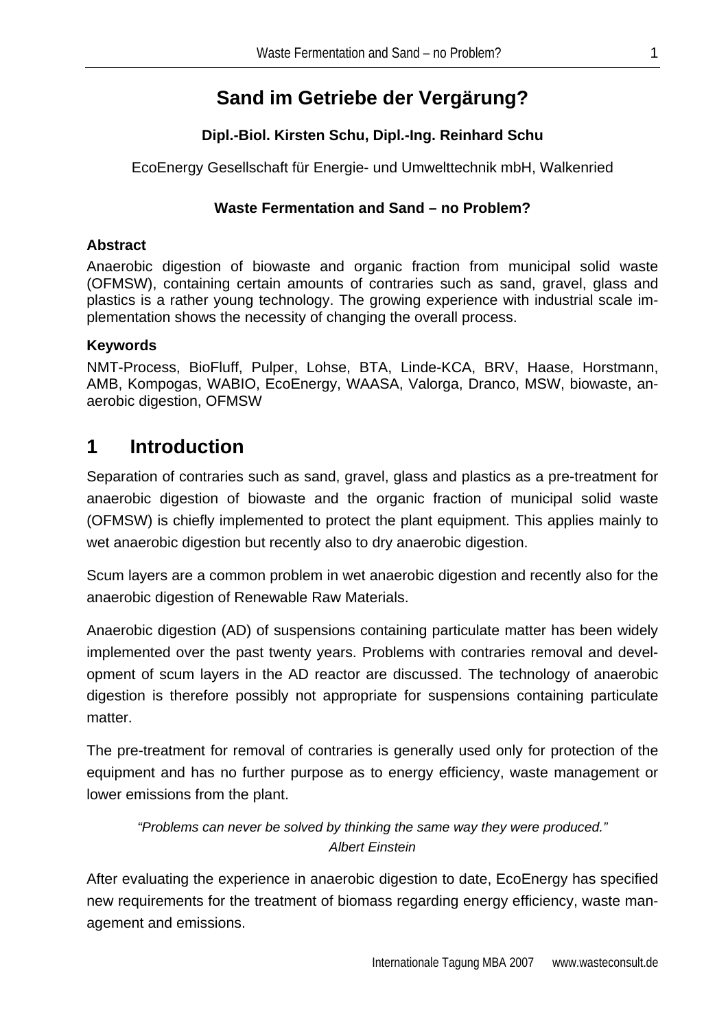# Sand im Getriebe der Vergärung?

**Dipl.-Biol. Kirsten Schu, Dipl.-Ing. Reinhard Schu**

EcoEnergy Gesellschaft für Energie- und Umwelttechnik mbH, Walkenried

**Waste Fermentation and Sand – no Problem?**

**Abstract**

Anaerobic digestion of biowaste and organic fraction from municipal solid waste (OFMSW), containing certain amounts of contraries such as sand, gravel, glass and plastics is a rather young technology. The growing experience with industrial scale implementation shows the necessity of changing the overall process.

**Keywords**

NMT-Process, BioFluff, Pulper, Lohse, BTA, Linde-KCA, BRV, Haase, Horstmann, AMB, Kompogas, WABIO, EcoEnergy, WAASA, Valorga, Dranco, MSW, biowaste, anaerobic digestion, OFMSW

## 1 Introduction

Separation of contraries such as sand, gravel, glass and plastics as a pre-treatment for anaerobic digestion of biowaste and the organic fraction of municipal solid waste (OFMSW) is chiefly implemented to protect the plant equipment. This applies mainly to wet anaerobic digestion but recently also to dry anaerobic digestion.

Scum layers are a common problem in wet anaerobic digestion and recently also for the anaerobic digestion of Renewable Raw Materials.

Anaerobic digestion (AD) of suspensions containing particulate matter has been widely implemented over the past twenty years. Problems with contraries removal and development of scum layers in the AD reactor are discussed. The technology of anaerobic digestion is therefore possibly not appropriate for suspensions containing particulate matter.

The pre-treatment for removal of contraries is generally used only for protection of the equipment and has no further purpose as to energy efficiency, waste management or lower emissions from the plant.

*"Problems can never be solved by thinking the same way they were produced."*
*Albert Einstein*

After evaluating the experience in anaerobic digestion to date, EcoEnergy has specified new requirements for the treatment of biomass regarding energy efficiency, waste management and emissions.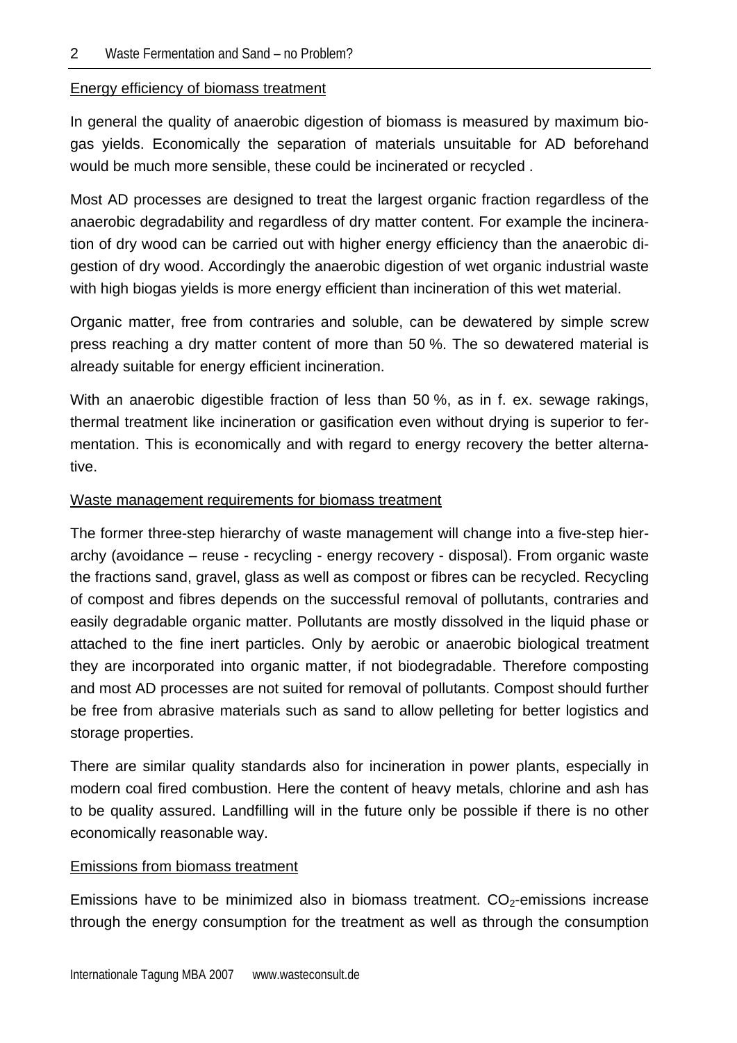## Energy efficiency of biomass treatment

In general the quality of anaerobic digestion of biomass is measured by maximum biogas yields. Economically the separation of materials unsuitable for AD beforehand would be much more sensible, these could be incinerated or recycled .

Most AD processes are designed to treat the largest organic fraction regardless of the anaerobic degradability and regardless of dry matter content. For example the incineration of dry wood can be carried out with higher energy efficiency than the anaerobic digestion of dry wood. Accordingly the anaerobic digestion of wet organic industrial waste with high biogas yields is more energy efficient than incineration of this wet material.

Organic matter, free from contraries and soluble, can be dewatered by simple screw press reaching a dry matter content of more than 50 %. The so dewatered material is already suitable for energy efficient incineration.

With an anaerobic digestible fraction of less than 50 %, as in f. ex. sewage rakings, thermal treatment like incineration or gasification even without drying is superior to fermentation. This is economically and with regard to energy recovery the better alternative.

## Waste management requirements for biomass treatment

The former three-step hierarchy of waste management will change into a five-step hierarchy (avoidance – reuse - recycling - energy recovery - disposal). From organic waste the fractions sand, gravel, glass as well as compost or fibres can be recycled. Recycling of compost and fibres depends on the successful removal of pollutants, contraries and easily degradable organic matter. Pollutants are mostly dissolved in the liquid phase or attached to the fine inert particles. Only by aerobic or anaerobic biological treatment they are incorporated into organic matter, if not biodegradable. Therefore composting and most AD processes are not suited for removal of pollutants. Compost should further be free from abrasive materials such as sand to allow pelleting for better logistics and storage properties.

There are similar quality standards also for incineration in power plants, especially in modern coal fired combustion. Here the content of heavy metals, chlorine and ash has to be quality assured. Landfilling will in the future only be possible if there is no other economically reasonable way.

## Emissions from biomass treatment

Emissions have to be minimized also in biomass treatment. $CO_2$-emissions increase through the energy consumption for the treatment as well as through the consumption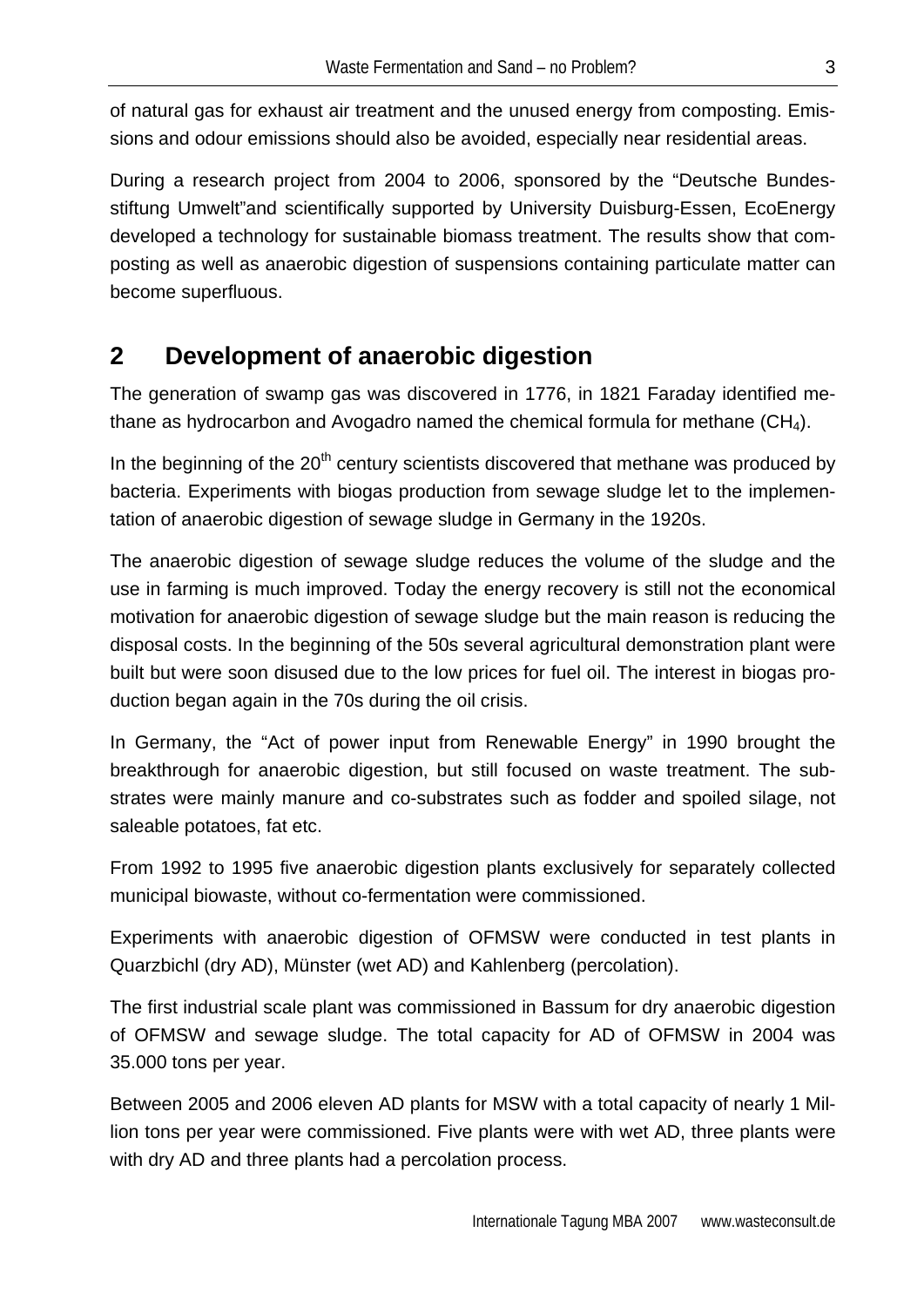of natural gas for exhaust air treatment and the unused energy from composting. Emissions and odour emissions should also be avoided, especially near residential areas.

During a research project from 2004 to 2006, sponsored by the "Deutsche Bundesstiftung Umwelt"and scientifically supported by University Duisburg-Essen, EcoEnergy developed a technology for sustainable biomass treatment. The results show that composting as well as anaerobic digestion of suspensions containing particulate matter can become superfluous.

## 2 Development of anaerobic digestion

The generation of swamp gas was discovered in 1776, in 1821 Faraday identified methane as hydrocarbon and Avogadro named the chemical formula for methane ($CH_4$).

In the beginning of the 20th century scientists discovered that methane was produced by bacteria. Experiments with biogas production from sewage sludge let to the implementation of anaerobic digestion of sewage sludge in Germany in the 1920s.

The anaerobic digestion of sewage sludge reduces the volume of the sludge and the use in farming is much improved. Today the energy recovery is still not the economical motivation for anaerobic digestion of sewage sludge but the main reason is reducing the disposal costs. In the beginning of the 50s several agricultural demonstration plant were built but were soon disused due to the low prices for fuel oil. The interest in biogas production began again in the 70s during the oil crisis.

In Germany, the "Act of power input from Renewable Energy" in 1990 brought the breakthrough for anaerobic digestion, but still focused on waste treatment. The substrates were mainly manure and co-substrates such as fodder and spoiled silage, not saleable potatoes, fat etc.

From 1992 to 1995 five anaerobic digestion plants exclusively for separately collected municipal biowaste, without co-fermentation were commissioned.

Experiments with anaerobic digestion of OFMSW were conducted in test plants in Quarzbichl (dry AD), Münster (wet AD) and Kahlenberg (percolation).

The first industrial scale plant was commissioned in Bassum for dry anaerobic digestion of OFMSW and sewage sludge. The total capacity for AD of OFMSW in 2004 was 35.000 tons per year.

Between 2005 and 2006 eleven AD plants for MSW with a total capacity of nearly 1 Million tons per year were commissioned. Five plants were with wet AD, three plants were with dry AD and three plants had a percolation process.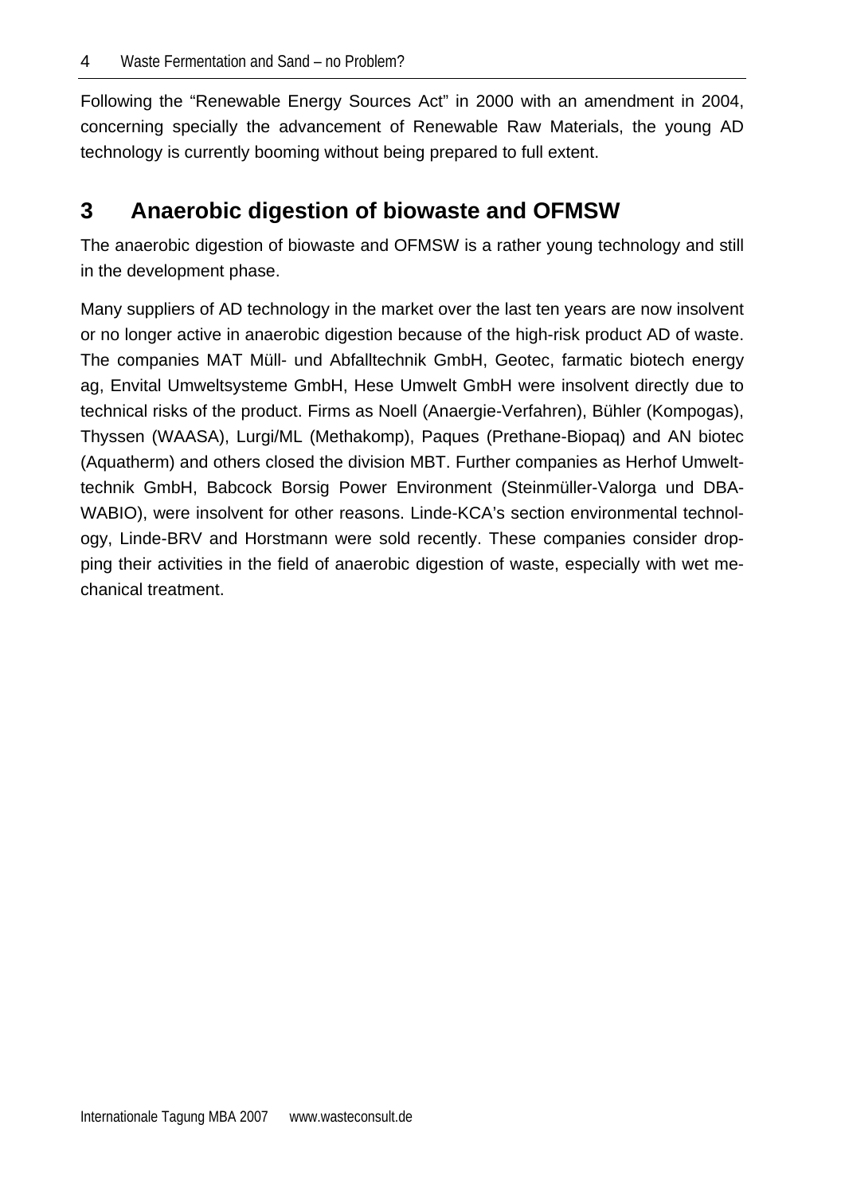Following the "Renewable Energy Sources Act" in 2000 with an amendment in 2004, concerning specially the advancement of Renewable Raw Materials, the young AD technology is currently booming without being prepared to full extent.

## 3 Anaerobic digestion of biowaste and OFMSW

The anaerobic digestion of biowaste and OFMSW is a rather young technology and still in the development phase.

Many suppliers of AD technology in the market over the last ten years are now insolvent or no longer active in anaerobic digestion because of the high-risk product AD of waste. The companies MAT Müll- und Abfalltechnik GmbH, Geotec, farmatic biotech energy ag, Envital Umweltsysteme GmbH, Hese Umwelt GmbH were insolvent directly due to technical risks of the product. Firms as Noell (Anaergie-Verfahren), Bühler (Kompogas), Thyssen (WAASA), Lurgi/ML (Methakomp), Paques (Prethane-Biopaq) and AN biotec (Aquatherm) and others closed the division MBT. Further companies as Herhof Umwelttechnik GmbH, Babcock Borsig Power Environment (Steinmüller-Valorga und DBA-WABIO), were insolvent for other reasons. Linde-KCA's section environmental technology, Linde-BRV and Horstmann were sold recently. These companies consider dropping their activities in the field of anaerobic digestion of waste, especially with wet mechanical treatment.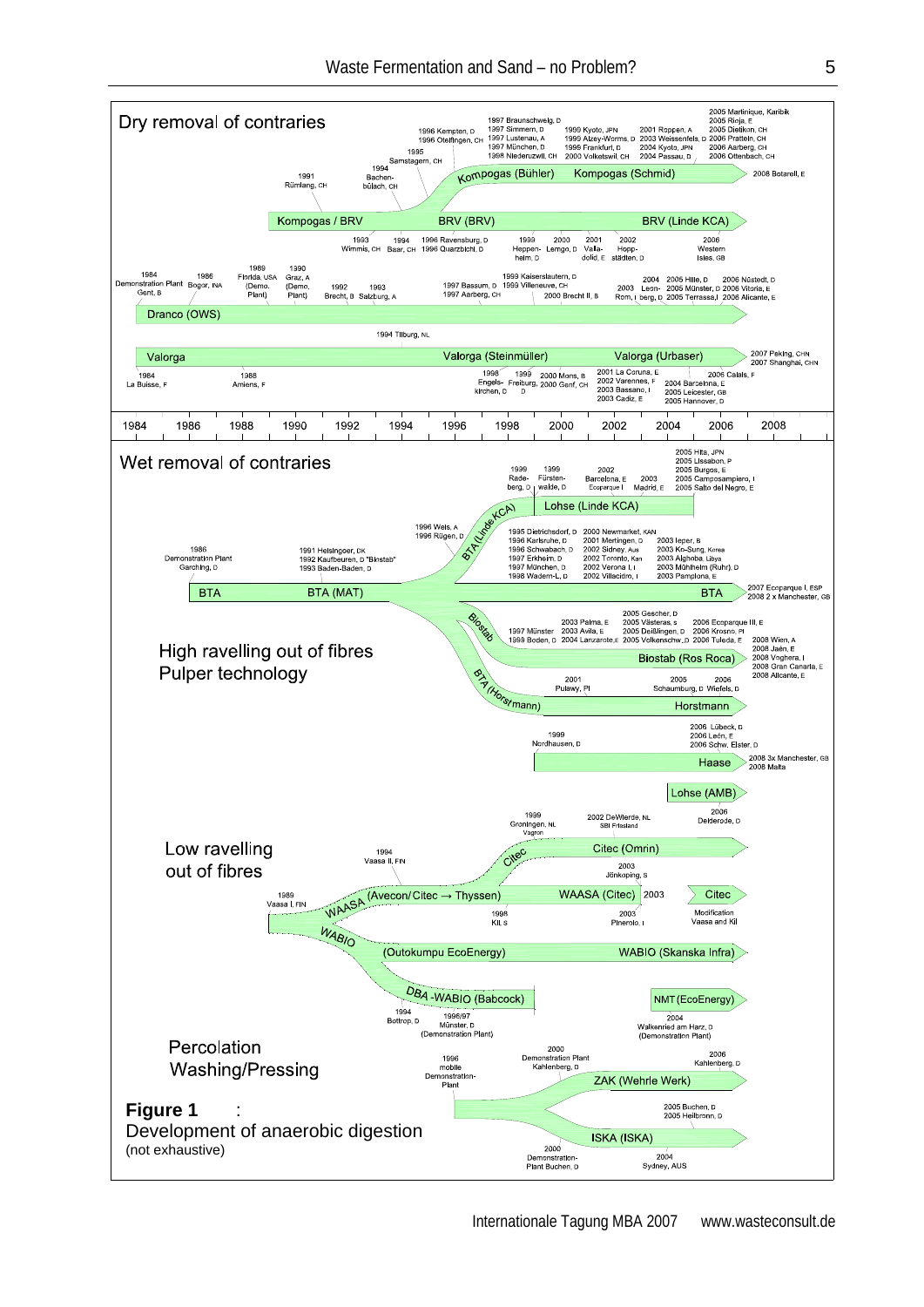**Figure 1** : Development of anaerobic digestion (not exhaustive)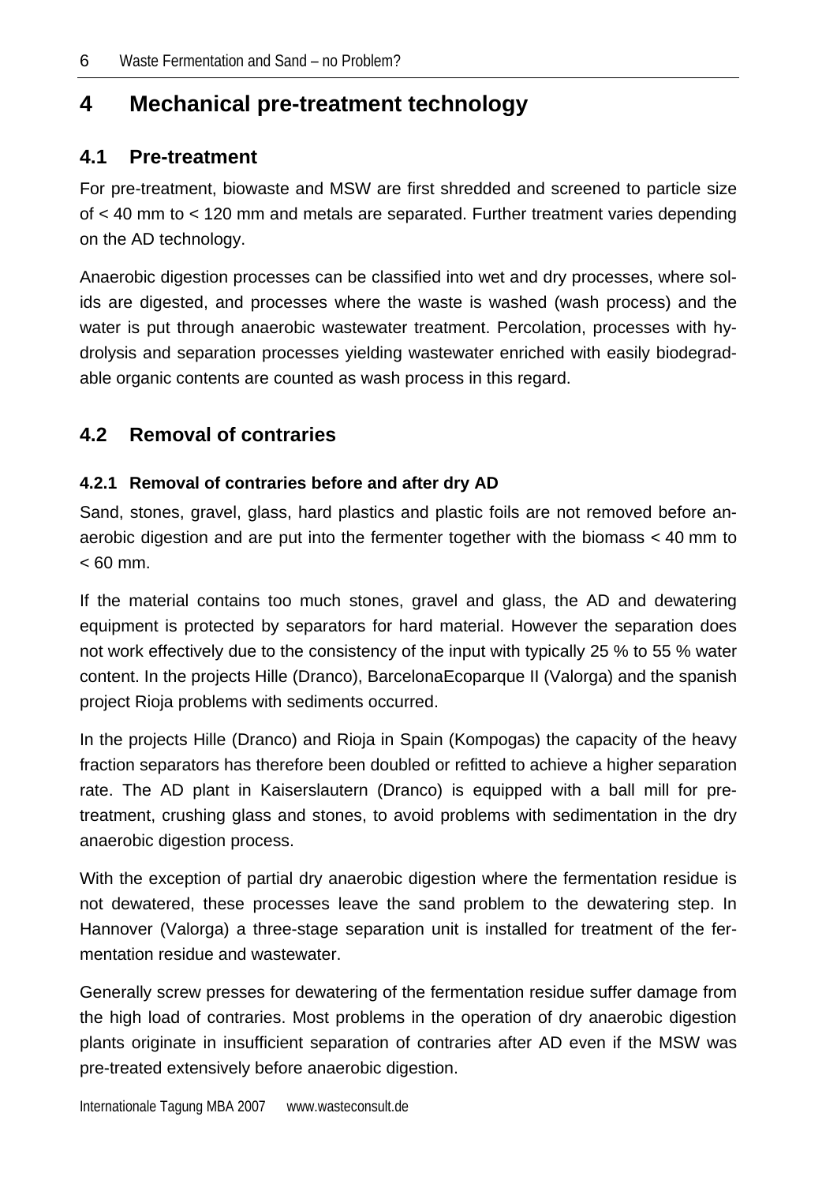# 4 Mechanical pre-treatment technology

## 4.1 Pre-treatment

For pre-treatment, biowaste and MSW are first shredded and screened to particle size of < 40 mm to < 120 mm and metals are separated. Further treatment varies depending on the AD technology.

Anaerobic digestion processes can be classified into wet and dry processes, where solids are digested, and processes where the waste is washed (wash process) and the water is put through anaerobic wastewater treatment. Percolation, processes with hydrolysis and separation processes yielding wastewater enriched with easily biodegradable organic contents are counted as wash process in this regard.

## 4.2 Removal of contraries

### 4.2.1 Removal of contraries before and after dry AD

Sand, stones, gravel, glass, hard plastics and plastic foils are not removed before anaerobic digestion and are put into the fermenter together with the biomass < 40 mm to < 60 mm.

If the material contains too much stones, gravel and glass, the AD and dewatering equipment is protected by separators for hard material. However the separation does not work effectively due to the consistency of the input with typically 25 % to 55 % water content. In the projects Hille (Dranco), BarcelonaEcoparque II (Valorga) and the spanish project Rioja problems with sediments occurred.

In the projects Hille (Dranco) and Rioja in Spain (Kompogas) the capacity of the heavy fraction separators has therefore been doubled or refitted to achieve a higher separation rate. The AD plant in Kaiserslautern (Dranco) is equipped with a ball mill for pre-treatment, crushing glass and stones, to avoid problems with sedimentation in the dry anaerobic digestion process.

With the exception of partial dry anaerobic digestion where the fermentation residue is not dewatered, these processes leave the sand problem to the dewatering step. In Hannover (Valorga) a three-stage separation unit is installed for treatment of the fermentation residue and wastewater.

Generally screw presses for dewatering of the fermentation residue suffer damage from the high load of contraries. Most problems in the operation of dry anaerobic digestion plants originate in insufficient separation of contraries after AD even if the MSW was pre-treated extensively before anaerobic digestion.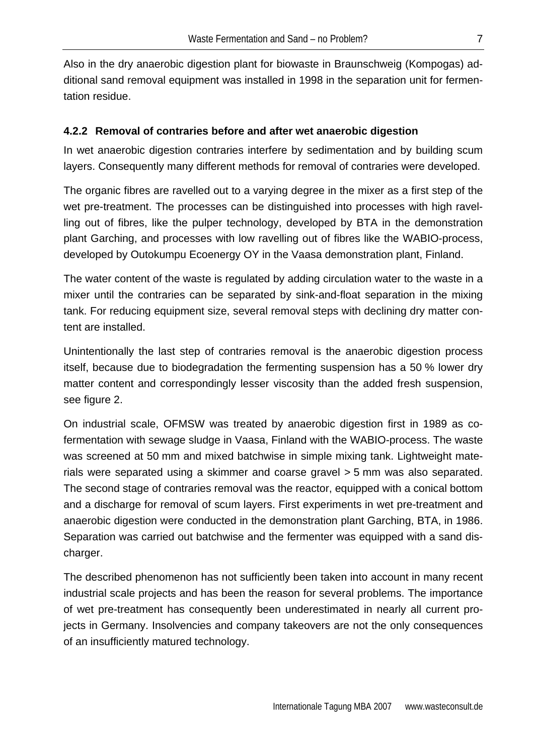Also in the dry anaerobic digestion plant for biowaste in Braunschweig (Kompogas) additional sand removal equipment was installed in 1998 in the separation unit for fermentation residue.

### 4.2.2 Removal of contraries before and after wet anaerobic digestion

In wet anaerobic digestion contraries interfere by sedimentation and by building scum layers. Consequently many different methods for removal of contraries were developed.

The organic fibres are ravelled out to a varying degree in the mixer as a first step of the wet pre-treatment. The processes can be distinguished into processes with high ravelling out of fibres, like the pulper technology, developed by BTA in the demonstration plant Garching, and processes with low ravelling out of fibres like the WABIO-process, developed by Outokumpu Ecoenergy OY in the Vaasa demonstration plant, Finland.

The water content of the waste is regulated by adding circulation water to the waste in a mixer until the contraries can be separated by sink-and-float separation in the mixing tank. For reducing equipment size, several removal steps with declining dry matter content are installed.

Unintentionally the last step of contraries removal is the anaerobic digestion process itself, because due to biodegradation the fermenting suspension has a 50 % lower dry matter content and correspondingly lesser viscosity than the added fresh suspension, see figure 2.

On industrial scale, OFMSW was treated by anaerobic digestion first in 1989 as co-fermentation with sewage sludge in Vaasa, Finland with the WABIO-process. The waste was screened at 50 mm and mixed batchwise in simple mixing tank. Lightweight materials were separated using a skimmer and coarse gravel > 5 mm was also separated. The second stage of contraries removal was the reactor, equipped with a conical bottom and a discharge for removal of scum layers. First experiments in wet pre-treatment and anaerobic digestion were conducted in the demonstration plant Garching, BTA, in 1986. Separation was carried out batchwise and the fermenter was equipped with a sand discharger.

The described phenomenon has not sufficiently been taken into account in many recent industrial scale projects and has been the reason for several problems. The importance of wet pre-treatment has consequently been underestimated in nearly all current projects in Germany. Insolvencies and company takeovers are not the only consequences of an insufficiently matured technology.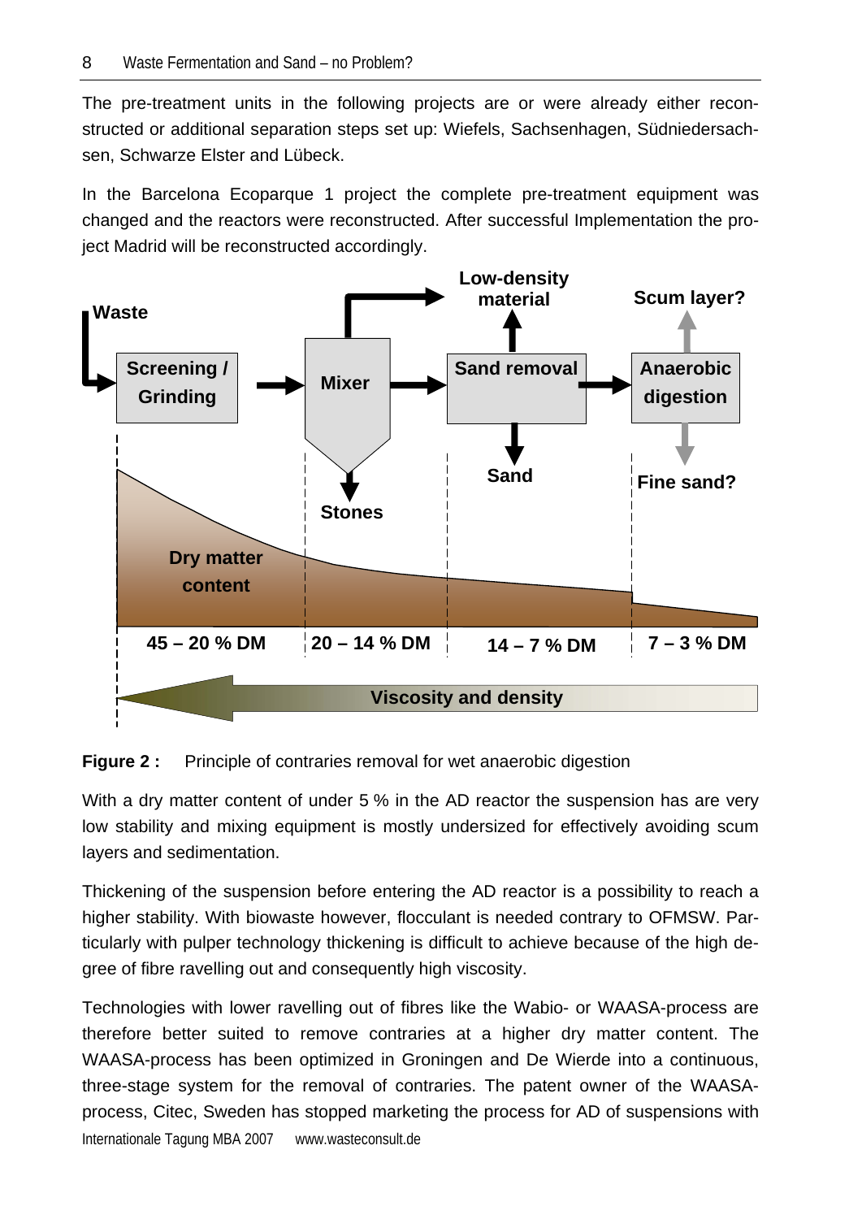The pre-treatment units in the following projects are or were already either reconstructed or additional separation steps set up: Wiefels, Sachsenhagen, Südniedersachsen, Schwarze Elster and Lübeck.

In the Barcelona Ecoparque 1 project the complete pre-treatment equipment was changed and the reactors were reconstructed. After successful Implementation the project Madrid will be reconstructed accordingly.

**Figure 2 :** Principle of contraries removal for wet anaerobic digestion

With a dry matter content of under 5 % in the AD reactor the suspension has are very low stability and mixing equipment is mostly undersized for effectively avoiding scum layers and sedimentation.

Thickening of the suspension before entering the AD reactor is a possibility to reach a higher stability. With biowaste however, flocculant is needed contrary to OFMSW. Particularly with pulper technology thickening is difficult to achieve because of the high degree of fibre ravelling out and consequently high viscosity.

Technologies with lower ravelling out of fibres like the Wabio- or WAASA-process are therefore better suited to remove contraries at a higher dry matter content. The WAASA-process has been optimized in Groningen and De Wierde into a continuous, three-stage system for the removal of contraries. The patent owner of the WAASA-process, Citec, Sweden has stopped marketing the process for AD of suspensions with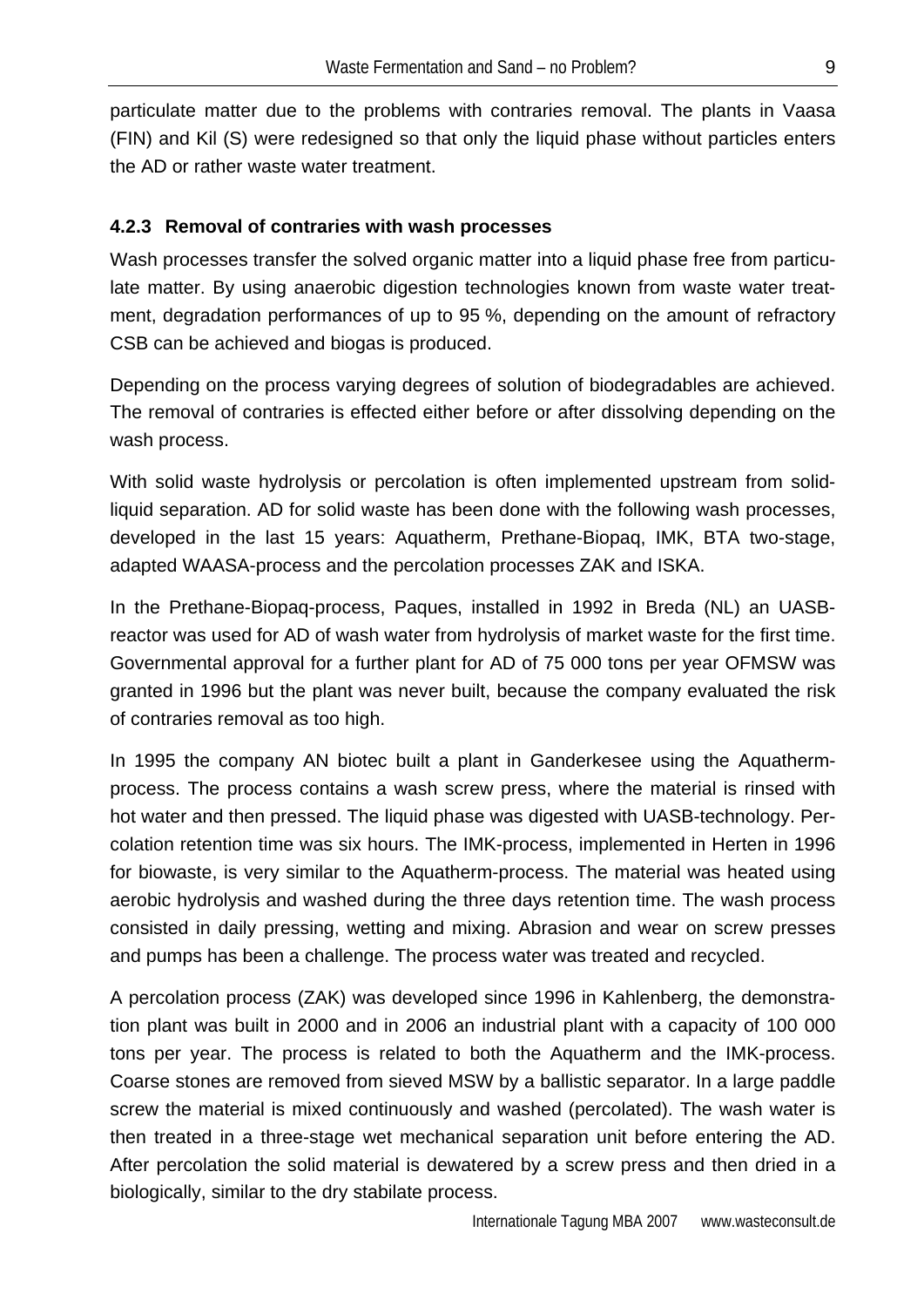particulate matter due to the problems with contraries removal. The plants in Vaasa (FIN) and Kil (S) were redesigned so that only the liquid phase without particles enters the AD or rather waste water treatment.

### 4.2.3 Removal of contraries with wash processes

Wash processes transfer the solved organic matter into a liquid phase free from particulate matter. By using anaerobic digestion technologies known from waste water treatment, degradation performances of up to 95 %, depending on the amount of refractory CSB can be achieved and biogas is produced.

Depending on the process varying degrees of solution of biodegradables are achieved. The removal of contraries is effected either before or after dissolving depending on the wash process.

With solid waste hydrolysis or percolation is often implemented upstream from solid-liquid separation. AD for solid waste has been done with the following wash processes, developed in the last 15 years: Aquatherm, Prethane-Biopaq, IMK, BTA two-stage, adapted WAASA-process and the percolation processes ZAK and ISKA.

In the Prethane-Biopaq-process, Paques, installed in 1992 in Breda (NL) an UASB-reactor was used for AD of wash water from hydrolysis of market waste for the first time. Governmental approval for a further plant for AD of 75 000 tons per year OFMSW was granted in 1996 but the plant was never built, because the company evaluated the risk of contraries removal as too high.

In 1995 the company AN biotec built a plant in Ganderkesee using the Aquatherm-process. The process contains a wash screw press, where the material is rinsed with hot water and then pressed. The liquid phase was digested with UASB-technology. Percolation retention time was six hours. The IMK-process, implemented in Herten in 1996 for biowaste, is very similar to the Aquatherm-process. The material was heated using aerobic hydrolysis and washed during the three days retention time. The wash process consisted in daily pressing, wetting and mixing. Abrasion and wear on screw presses and pumps has been a challenge. The process water was treated and recycled.

A percolation process (ZAK) was developed since 1996 in Kahlenberg, the demonstration plant was built in 2000 and in 2006 an industrial plant with a capacity of 100 000 tons per year. The process is related to both the Aquatherm and the IMK-process. Coarse stones are removed from sieved MSW by a ballistic separator. In a large paddle screw the material is mixed continuously and washed (percolated). The wash water is then treated in a three-stage wet mechanical separation unit before entering the AD. After percolation the solid material is dewatered by a screw press and then dried in a biologically, similar to the dry stabilate process.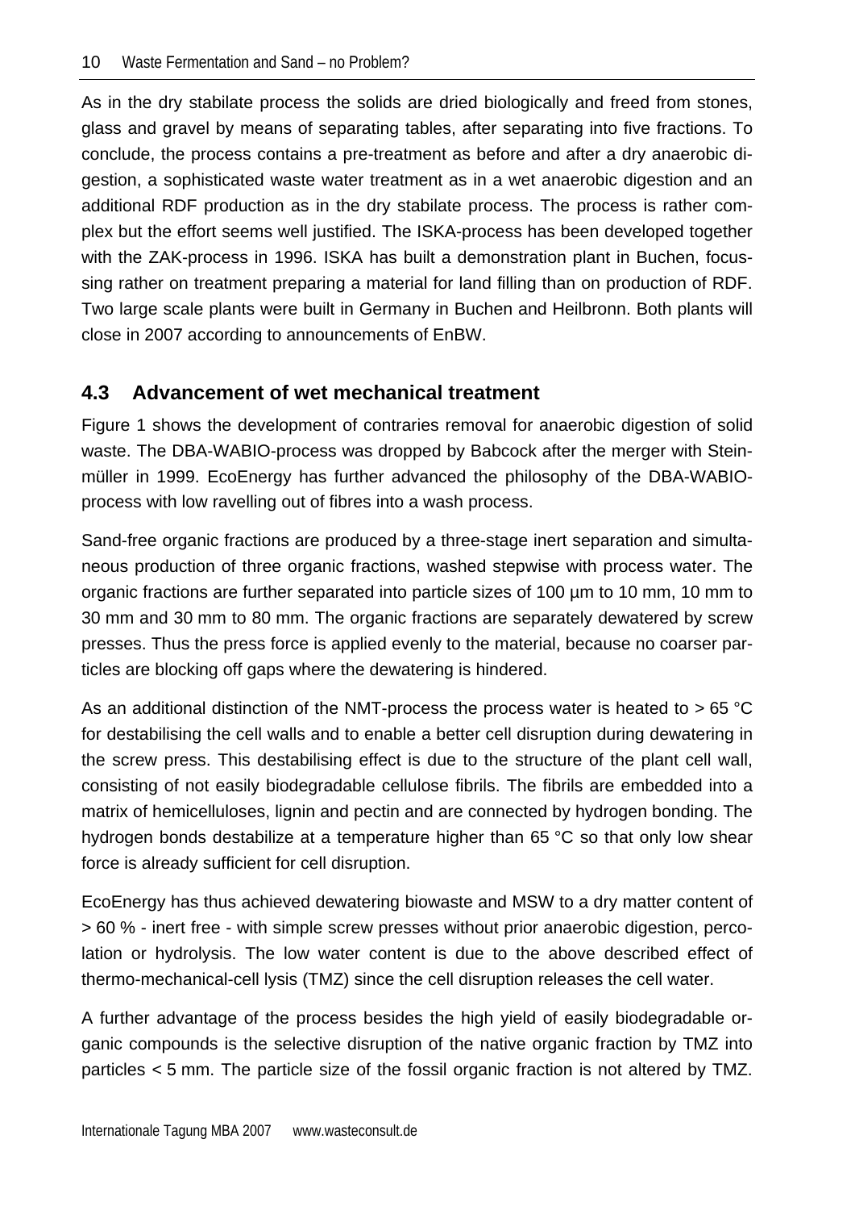As in the dry stabilate process the solids are dried biologically and freed from stones, glass and gravel by means of separating tables, after separating into five fractions. To conclude, the process contains a pre-treatment as before and after a dry anaerobic digestion, a sophisticated waste water treatment as in a wet anaerobic digestion and an additional RDF production as in the dry stabilate process. The process is rather complex but the effort seems well justified. The ISKA-process has been developed together with the ZAK-process in 1996. ISKA has built a demonstration plant in Buchen, focussing rather on treatment preparing a material for land filling than on production of RDF. Two large scale plants were built in Germany in Buchen and Heilbronn. Both plants will close in 2007 according to announcements of EnBW.

## 4.3 Advancement of wet mechanical treatment

Figure 1 shows the development of contraries removal for anaerobic digestion of solid waste. The DBA-WABIO-process was dropped by Babcock after the merger with Steinmüller in 1999. EcoEnergy has further advanced the philosophy of the DBA-WABIO-process with low ravelling out of fibres into a wash process.

Sand-free organic fractions are produced by a three-stage inert separation and simultaneous production of three organic fractions, washed stepwise with process water. The organic fractions are further separated into particle sizes of 100 µm to 10 mm, 10 mm to 30 mm and 30 mm to 80 mm. The organic fractions are separately dewatered by screw presses. Thus the press force is applied evenly to the material, because no coarser particles are blocking off gaps where the dewatering is hindered.

As an additional distinction of the NMT-process the process water is heated to > 65 °C for destabilising the cell walls and to enable a better cell disruption during dewatering in the screw press. This destabilising effect is due to the structure of the plant cell wall, consisting of not easily biodegradable cellulose fibrils. The fibrils are embedded into a matrix of hemicelluloses, lignin and pectin and are connected by hydrogen bonding. The hydrogen bonds destabilize at a temperature higher than 65 °C so that only low shear force is already sufficient for cell disruption.

EcoEnergy has thus achieved dewatering biowaste and MSW to a dry matter content of > 60 % - inert free - with simple screw presses without prior anaerobic digestion, percolation or hydrolysis. The low water content is due to the above described effect of thermo-mechanical-cell lysis (TMZ) since the cell disruption releases the cell water.

A further advantage of the process besides the high yield of easily biodegradable organic compounds is the selective disruption of the native organic fraction by TMZ into particles < 5 mm. The particle size of the fossil organic fraction is not altered by TMZ.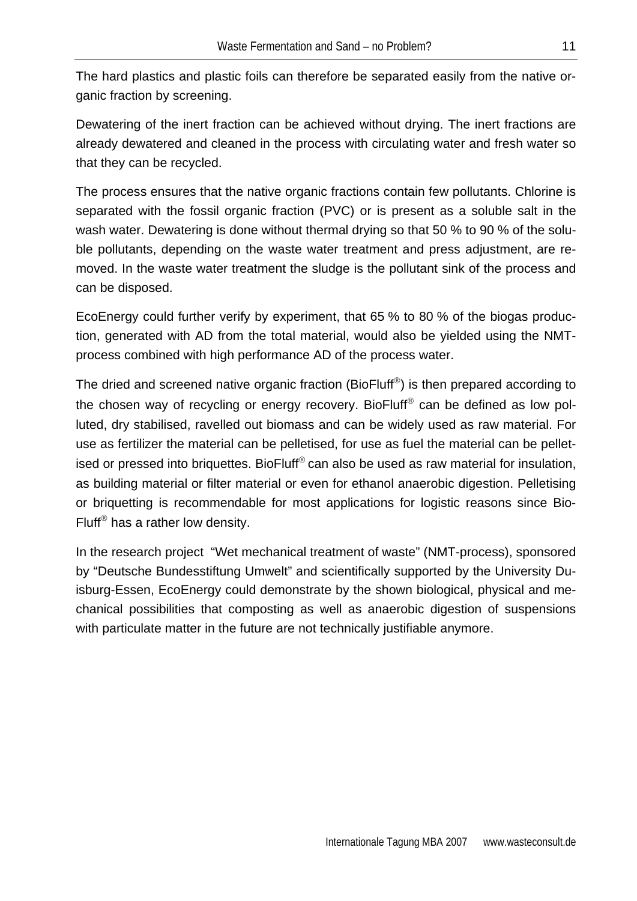The hard plastics and plastic foils can therefore be separated easily from the native organic fraction by screening.

Dewatering of the inert fraction can be achieved without drying. The inert fractions are already dewatered and cleaned in the process with circulating water and fresh water so that they can be recycled.

The process ensures that the native organic fractions contain few pollutants. Chlorine is separated with the fossil organic fraction (PVC) or is present as a soluble salt in the wash water. Dewatering is done without thermal drying so that 50 % to 90 % of the soluble pollutants, depending on the waste water treatment and press adjustment, are removed. In the waste water treatment the sludge is the pollutant sink of the process and can be disposed.

EcoEnergy could further verify by experiment, that 65 % to 80 % of the biogas production, generated with AD from the total material, would also be yielded using the NMT-process combined with high performance AD of the process water.

The dried and screened native organic fraction (BioFluff®) is then prepared according to the chosen way of recycling or energy recovery. BioFluff® can be defined as low polluted, dry stabilised, ravelled out biomass and can be widely used as raw material. For use as fertilizer the material can be pelletised, for use as fuel the material can be pelletised or pressed into briquettes. BioFluff® can also be used as raw material for insulation, as building material or filter material or even for ethanol anaerobic digestion. Pelletising or briquetting is recommendable for most applications for logistic reasons since BioFluff® has a rather low density.

In the research project "Wet mechanical treatment of waste" (NMT-process), sponsored by "Deutsche Bundesstiftung Umwelt" and scientifically supported by the University Duisburg-Essen, EcoEnergy could demonstrate by the shown biological, physical and mechanical possibilities that composting as well as anaerobic digestion of suspensions with particulate matter in the future are not technically justifiable anymore.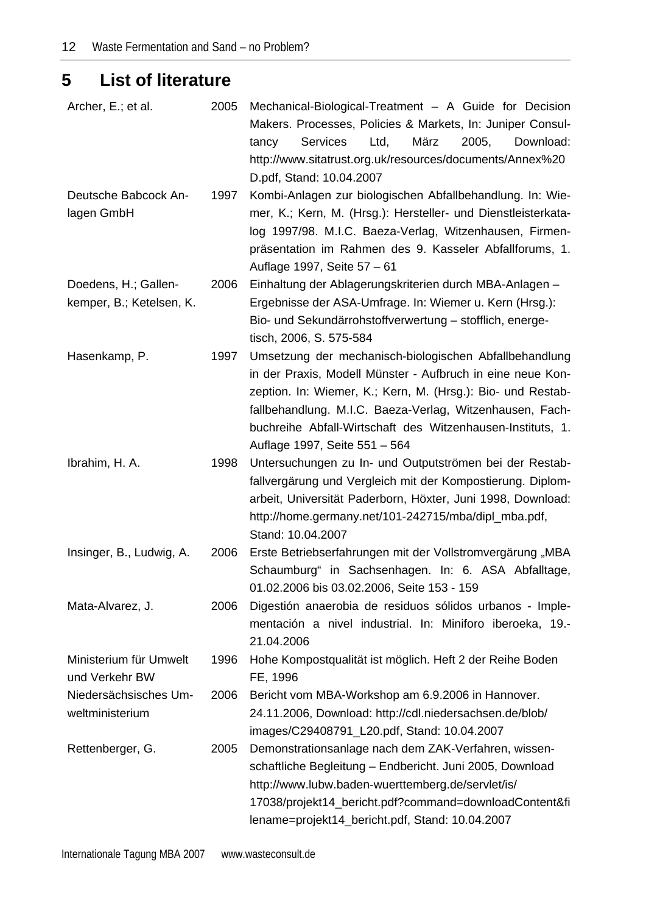# 5 List of literature

| | | |
|---|---|---|
| Archer, E.; et al. | 2005 | Mechanical-Biological-Treatment – A Guide for Decision Makers. Processes, Policies & Markets, In: Juniper Consultancy Services Ltd, März 2005, Download: http://www.sitatrust.org.uk/resources/documents/Annex%20D.pdf, Stand: 10.04.2007 |
| Deutsche Babcock Anlagen GmbH | 1997 | Kombi-Anlagen zur biologischen Abfallbehandlung. In: Wiemer, K.; Kern, M. (Hrsg.): Hersteller- und Dienstleisterkatalog 1997/98. M.I.C. Baeza-Verlag, Witzenhausen, Firmenpräsentation im Rahmen des 9. Kasseler Abfallforums, 1. Auflage 1997, Seite 57 – 61 |
| Doedens, H.; Gallenkemper, B.; Ketelsen, K. | 2006 | Einhaltung der Ablagerungskriterien durch MBA-Anlagen – Ergebnisse der ASA-Umfrage. In: Wiemer u. Kern (Hrsg.): Bio- und Sekundärrohstoffverwertung – stofflich, energetisch, 2006, S. 575-584 |
| Hasenkamp, P. | 1997 | Umsetzung der mechanisch-biologischen Abfallbehandlung in der Praxis, Modell Münster - Aufbruch in eine neue Konzeption. In: Wiemer, K.; Kern, M. (Hrsg.): Bio- und Restabfallbehandlung. M.I.C. Baeza-Verlag, Witzenhausen, Fachbuchreihe Abfall-Wirtschaft des Witzenhausen-Instituts, 1. Auflage 1997, Seite 551 – 564 |
| Ibrahim, H. A. | 1998 | Untersuchungen zu In- und Outputströmen bei der Restabfallvergärung und Vergleich mit der Kompostierung. Diplomarbeit, Universität Paderborn, Höxter, Juni 1998, Download: http://home.germany.net/101-242715/mba/dipl_mba.pdf, Stand: 10.04.2007 |
| Insinger, B., Ludwig, A. | 2006 | Erste Betriebserfahrungen mit der Vollstromvergärung „MBA Schaumburg" in Sachsenhagen. In: 6. ASA Abfalltage, 01.02.2006 bis 03.02.2006, Seite 153 - 159 |
| Mata-Alvarez, J. | 2006 | Digestión anaerobia de residuos sólidos urbanos - Implementación a nivel industrial. In: Miniforo iberoeka, 19.-21.04.2006 |
| Ministerium für Umwelt und Verkehr BW | 1996 | Hohe Kompostqualität ist möglich. Heft 2 der Reihe Boden FE, 1996 |
| Niedersächsisches Umweltministerium | 2006 | Bericht vom MBA-Workshop am 6.9.2006 in Hannover. 24.11.2006, Download: http://cdl.niedersachsen.de/blob/images/C29408791_L20.pdf, Stand: 10.04.2007 |
| Rettenberger, G. | 2005 | Demonstrationsanlage nach dem ZAK-Verfahren, wissenschaftliche Begleitung – Endbericht. Juni 2005, Download http://www.lubw.baden-wuerttemberg.de/servlet/is/17038/projekt14_bericht.pdf?command=downloadContent&filename=projekt14_bericht.pdf, Stand: 10.04.2007 |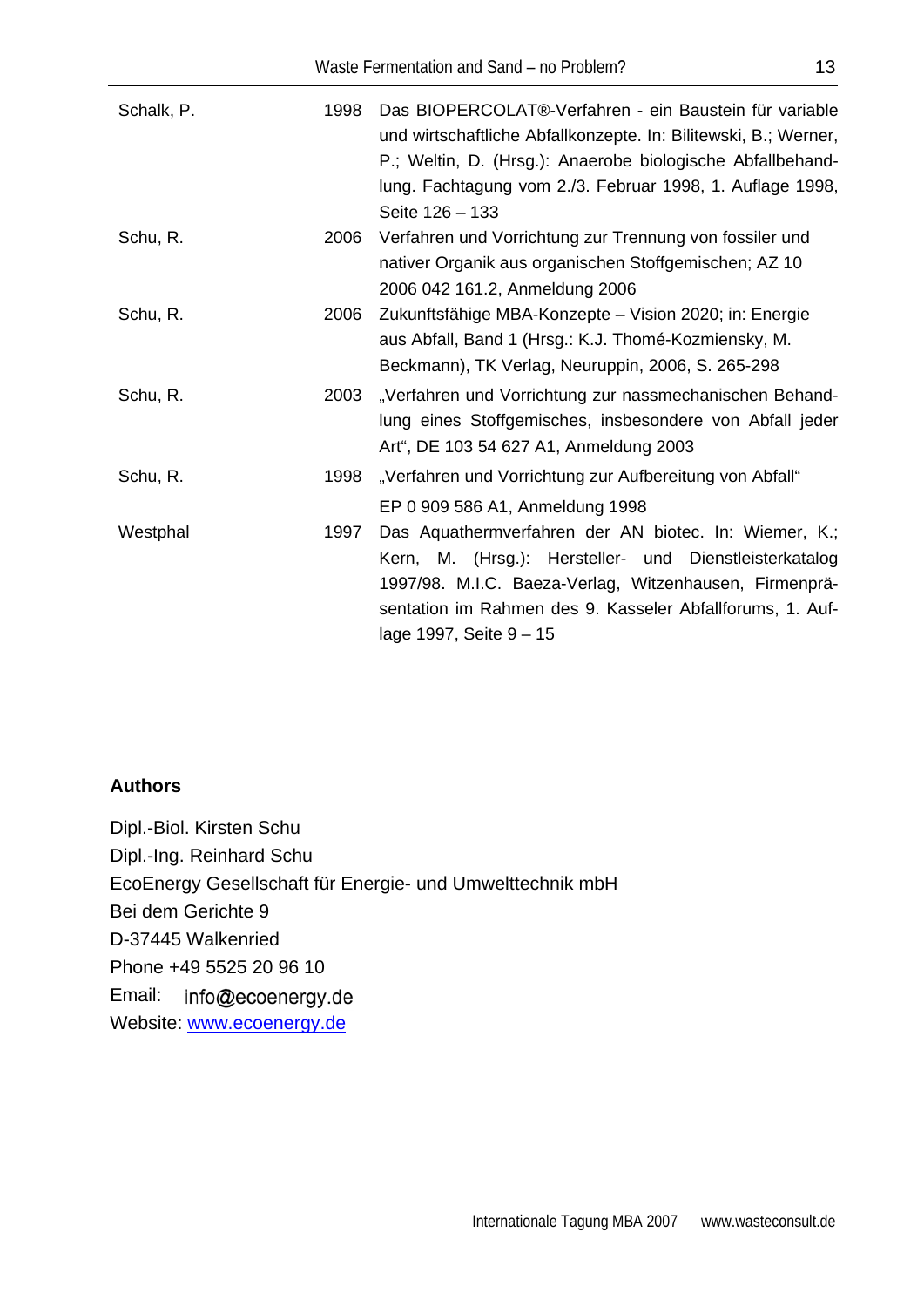| | | |
|---|---|---|
| Schalk, P. | 1998 | Das BIOPERCOLAT®-Verfahren - ein Baustein für variable und wirtschaftliche Abfallkonzepte. In: Bilitewski, B.; Werner, P.; Weltin, D. (Hrsg.): Anaerobe biologische Abfallbehandlung. Fachtagung vom 2./3. Februar 1998, 1. Auflage 1998, Seite 126 – 133 |
| Schu, R. | 2006 | Verfahren und Vorrichtung zur Trennung von fossiler und nativer Organik aus organischen Stoffgemischen; AZ 10 2006 042 161.2, Anmeldung 2006 |
| Schu, R. | 2006 | Zukunftsfähige MBA-Konzepte – Vision 2020; in: Energie aus Abfall, Band 1 (Hrsg.: K.J. Thomé-Kozmiensky, M. Beckmann), TK Verlag, Neuruppin, 2006, S. 265-298 |
| Schu, R. | 2003 | „Verfahren und Vorrichtung zur nassmechanischen Behandlung eines Stoffgemisches, insbesondere von Abfall jeder Art“, DE 103 54 627 A1, Anmeldung 2003 |
| Schu, R. | 1998 | „Verfahren und Vorrichtung zur Aufbereitung von Abfall“ EP 0 909 586 A1, Anmeldung 1998 |
| Westphal | 1997 | Das Aquathermverfahren der AN biotec. In: Wiemer, K.; Kern, M. (Hrsg.): Hersteller- und Dienstleisterkatalog 1997/98. M.I.C. Baeza-Verlag, Witzenhausen, Firmenpräsentation im Rahmen des 9. Kasseler Abfallforums, 1. Auflage 1997, Seite 9 – 15 |

**Authors**

Dipl.-Biol. Kirsten Schu
Dipl.-Ing. Reinhard Schu
EcoEnergy Gesellschaft für Energie- und Umwelttechnik mbH
Bei dem Gerichte 9
D-37445 Walkenried
Phone +49 5525 20 96 10
Email: info@ecoenergy.de
Website: www.ecoenergy.de